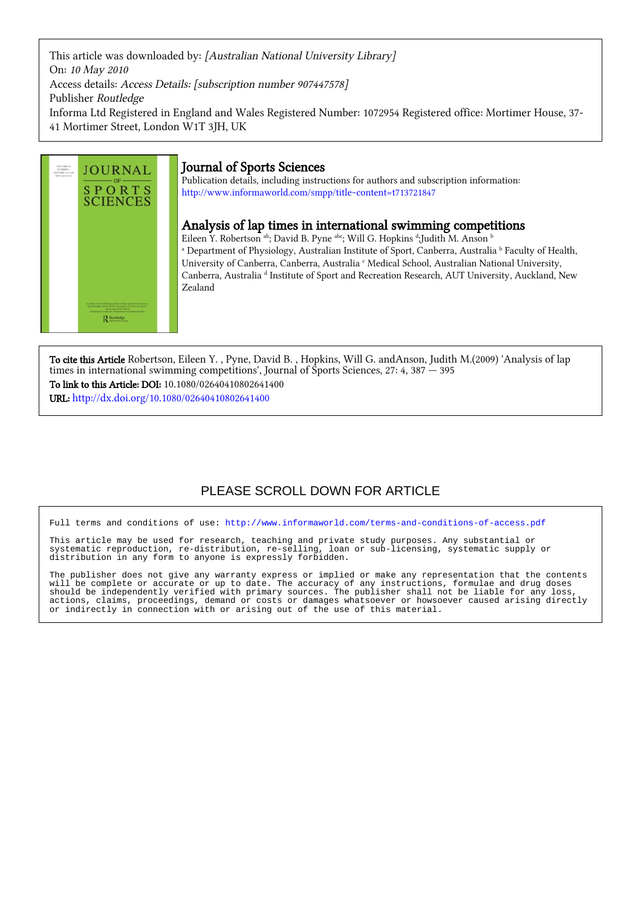This article was downloaded by: *[Australian National University Library]*
On: *10 May 2010*
Access details: *Access Details: [subscription number 907447578]*
Publisher *Routledge*
Informa Ltd Registered in England and Wales Registered Number: 1072954 Registered office: Mortimer House, 37-41 Mortimer Street, London W1T 3JH, UK

# Journal of Sports Sciences

Publication details, including instructions for authors and subscription information:
http://www.informaworld.com/smpp/title~content=t713721847

## Analysis of lap times in international swimming competitions

Eileen Y. Robertson [ab]; David B. Pyne [abc]; Will G. Hopkins [d]; Judith M. Anson [b]

[a] Department of Physiology, Australian Institute of Sport, Canberra, Australia [b] Faculty of Health, University of Canberra, Canberra, Australia [c] Medical School, Australian National University, Canberra, Australia [d] Institute of Sport and Recreation Research, AUT University, Auckland, New Zealand

**To cite this Article** Robertson, Eileen Y. , Pyne, David B. , Hopkins, Will G. andAnson, Judith M.(2009) 'Analysis of lap times in international swimming competitions', Journal of Sports Sciences, 27: 4, 387 — 395

**To link to this Article: DOI:** 10.1080/02640410802641400

**URL:** http://dx.doi.org/10.1080/02640410802641400

PLEASE SCROLL DOWN FOR ARTICLE

Full terms and conditions of use: http://www.informaworld.com/terms-and-conditions-of-access.pdf

This article may be used for research, teaching and private study purposes. Any substantial or systematic reproduction, re-distribution, re-selling, loan or sub-licensing, systematic supply or distribution in any form to anyone is expressly forbidden.

The publisher does not give any warranty express or implied or make any representation that the contents will be complete or accurate or up to date. The accuracy of any instructions, formulae and drug doses should be independently verified with primary sources. The publisher shall not be liable for any loss, actions, claims, proceedings, demand or costs or damages whatsoever or howsoever caused arising directly or indirectly in connection with or arising out of the use of this material.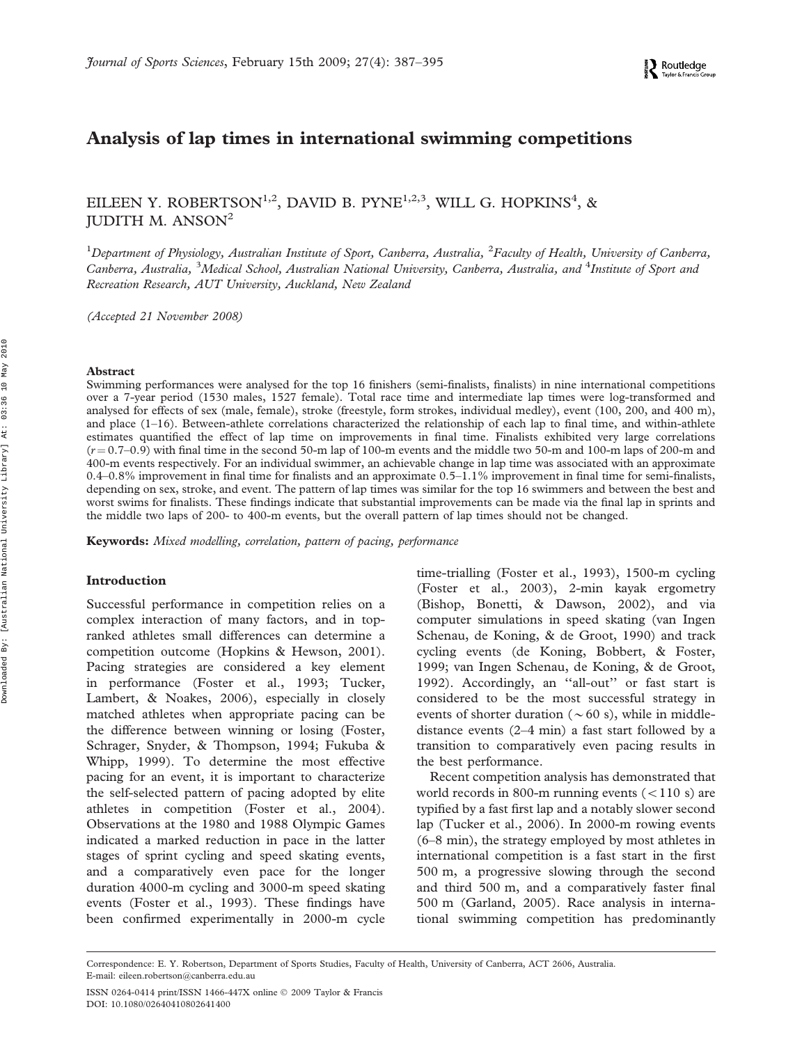# Analysis of lap times in international swimming competitions

EILEEN Y. ROBERTSON[1,2], DAVID B. PYNE[1,2,3], WILL G. HOPKINS[4], & JUDITH M. ANSON[2]

[1]Department of Physiology, Australian Institute of Sport, Canberra, Australia, [2]Faculty of Health, University of Canberra, Canberra, Australia, [3]Medical School, Australian National University, Canberra, Australia, and [4]Institute of Sport and Recreation Research, AUT University, Auckland, New Zealand

*(Accepted 21 November 2008)*

## Abstract

Swimming performances were analysed for the top 16 finishers (semi-finalists, finalists) in nine international competitions over a 7-year period (1530 males, 1527 female). Total race time and intermediate lap times were log-transformed and analysed for effects of sex (male, female), stroke (freestyle, form strokes, individual medley), event (100, 200, and 400 m), and place (1–16). Between-athlete correlations characterized the relationship of each lap to final time, and within-athlete estimates quantified the effect of lap time on improvements in final time. Finalists exhibited very large correlations ($r = 0.7$–$0.9$) with final time in the second 50-m lap of 100-m events and the middle two 50-m and 100-m laps of 200-m and 400-m events respectively. For an individual swimmer, an achievable change in lap time was associated with an approximate 0.4–0.8% improvement in final time for finalists and an approximate 0.5–1.1% improvement in final time for semi-finalists, depending on sex, stroke, and event. The pattern of lap times was similar for the top 16 swimmers and between the best and worst swims for finalists. These findings indicate that substantial improvements can be made via the final lap in sprints and the middle two laps of 200- to 400-m events, but the overall pattern of lap times should not be changed.

**Keywords:** *Mixed modelling, correlation, pattern of pacing, performance*

## Introduction

Successful performance in competition relies on a complex interaction of many factors, and in top-ranked athletes small differences can determine a competition outcome (Hopkins & Hewson, 2001). Pacing strategies are considered a key element in performance (Foster et al., 1993; Tucker, Lambert, & Noakes, 2006), especially in closely matched athletes when appropriate pacing can be the difference between winning or losing (Foster, Schrager, Snyder, & Thompson, 1994; Fukuba & Whipp, 1999). To determine the most effective pacing for an event, it is important to characterize the self-selected pattern of pacing adopted by elite athletes in competition (Foster et al., 2004). Observations at the 1980 and 1988 Olympic Games indicated a marked reduction in pace in the latter stages of sprint cycling and speed skating events, and a comparatively even pace for the longer duration 4000-m cycling and 3000-m speed skating events (Foster et al., 1993). These findings have been confirmed experimentally in 2000-m cycle time-trialling (Foster et al., 1993), 1500-m cycling (Foster et al., 2003), 2-min kayak ergometry (Bishop, Bonetti, & Dawson, 2002), and via computer simulations in speed skating (van Ingen Schenau, de Koning, & de Groot, 1990) and track cycling events (de Koning, Bobbert, & Foster, 1999; van Ingen Schenau, de Koning, & de Groot, 1992). Accordingly, an "all-out" or fast start is considered to be the most successful strategy in events of shorter duration (~60 s), while in middle-distance events (2–4 min) a fast start followed by a transition to comparatively even pacing results in the best performance.

Recent competition analysis has demonstrated that world records in 800-m running events (< 110 s) are typified by a fast first lap and a notably slower second lap (Tucker et al., 2006). In 2000-m rowing events (6–8 min), the strategy employed by most athletes in international competition is a fast start in the first 500 m, a progressive slowing through the second and third 500 m, and a comparatively faster final 500 m (Garland, 2005). Race analysis in international swimming competition has predominantly

Correspondence: E. Y. Robertson, Department of Sports Studies, Faculty of Health, University of Canberra, ACT 2606, Australia. E-mail: eileen.robertson@canberra.edu.au

ISSN 0264-0414 print/ISSN 1466-447X online © 2009 Taylor & Francis
DOI: 10.1080/02640410802641400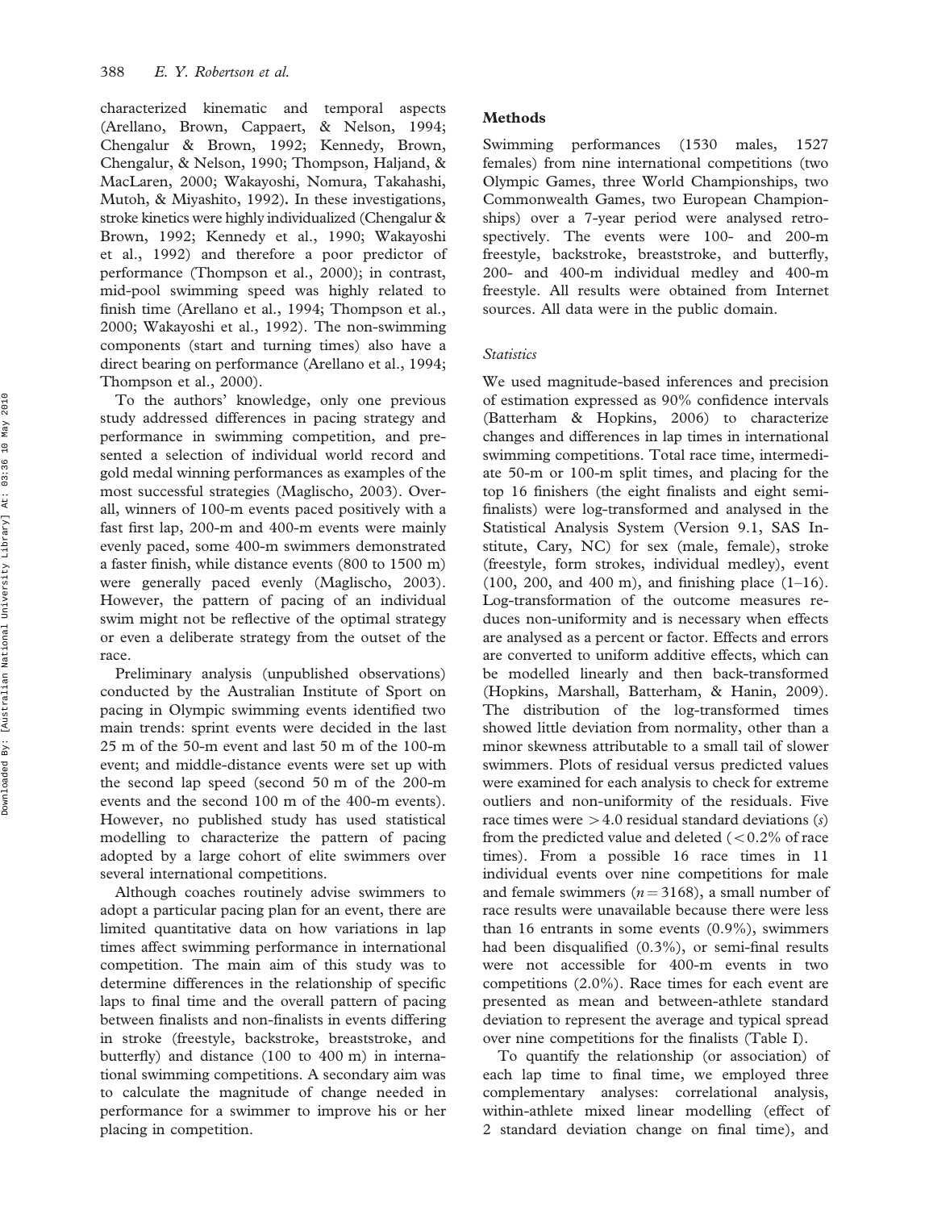characterized kinematic and temporal aspects (Arellano, Brown, Cappaert, & Nelson, 1994; Chengalur & Brown, 1992; Kennedy, Brown, Chengalur, & Nelson, 1990; Thompson, Haljand, & MacLaren, 2000; Wakayoshi, Nomura, Takahashi, Mutoh, & Miyashito, 1992). In these investigations, stroke kinetics were highly individualized (Chengalur & Brown, 1992; Kennedy et al., 1990; Wakayoshi et al., 1992) and therefore a poor predictor of performance (Thompson et al., 2000); in contrast, mid-pool swimming speed was highly related to finish time (Arellano et al., 1994; Thompson et al., 2000; Wakayoshi et al., 1992). The non-swimming components (start and turning times) also have a direct bearing on performance (Arellano et al., 1994; Thompson et al., 2000).

To the authors' knowledge, only one previous study addressed differences in pacing strategy and performance in swimming competition, and presented a selection of individual world record and gold medal winning performances as examples of the most successful strategies (Maglischo, 2003). Overall, winners of 100-m events paced positively with a fast first lap, 200-m and 400-m events were mainly evenly paced, some 400-m swimmers demonstrated a faster finish, while distance events (800 to 1500 m) were generally paced evenly (Maglischo, 2003). However, the pattern of pacing of an individual swim might not be reflective of the optimal strategy or even a deliberate strategy from the outset of the race.

Preliminary analysis (unpublished observations) conducted by the Australian Institute of Sport on pacing in Olympic swimming events identified two main trends: sprint events were decided in the last 25 m of the 50-m event and last 50 m of the 100-m event; and middle-distance events were set up with the second lap speed (second 50 m of the 200-m events and the second 100 m of the 400-m events). However, no published study has used statistical modelling to characterize the pattern of pacing adopted by a large cohort of elite swimmers over several international competitions.

Although coaches routinely advise swimmers to adopt a particular pacing plan for an event, there are limited quantitative data on how variations in lap times affect swimming performance in international competition. The main aim of this study was to determine differences in the relationship of specific laps to final time and the overall pattern of pacing between finalists and non-finalists in events differing in stroke (freestyle, backstroke, breaststroke, and butterfly) and distance (100 to 400 m) in international swimming competitions. A secondary aim was to calculate the magnitude of change needed in performance for a swimmer to improve his or her placing in competition.

## Methods

Swimming performances (1530 males, 1527 females) from nine international competitions (two Olympic Games, three World Championships, two Commonwealth Games, two European Championships) over a 7-year period were analysed retrospectively. The events were 100- and 200-m freestyle, backstroke, breaststroke, and butterfly, 200- and 400-m individual medley and 400-m freestyle. All results were obtained from Internet sources. All data were in the public domain.

### *Statistics*

We used magnitude-based inferences and precision of estimation expressed as 90% confidence intervals (Batterham & Hopkins, 2006) to characterize changes and differences in lap times in international swimming competitions. Total race time, intermediate 50-m or 100-m split times, and placing for the top 16 finishers (the eight finalists and eight semi-finalists) were log-transformed and analysed in the Statistical Analysis System (Version 9.1, SAS Institute, Cary, NC) for sex (male, female), stroke (freestyle, form strokes, individual medley), event (100, 200, and 400 m), and finishing place (1–16). Log-transformation of the outcome measures reduces non-uniformity and is necessary when effects are analysed as a percent or factor. Effects and errors are converted to uniform additive effects, which can be modelled linearly and then back-transformed (Hopkins, Marshall, Batterham, & Hanin, 2009). The distribution of the log-transformed times showed little deviation from normality, other than a minor skewness attributable to a small tail of slower swimmers. Plots of residual versus predicted values were examined for each analysis to check for extreme outliers and non-uniformity of the residuals. Five race times were $>4.0$ residual standard deviations ($s$) from the predicted value and deleted ($<0.2\%$ of race times). From a possible 16 race times in 11 individual events over nine competitions for male and female swimmers ($n = 3168$), a small number of race results were unavailable because there were less than 16 entrants in some events (0.9%), swimmers had been disqualified (0.3%), or semi-final results were not accessible for 400-m events in two competitions (2.0%). Race times for each event are presented as mean and between-athlete standard deviation to represent the average and typical spread over nine competitions for the finalists (Table I).

To quantify the relationship (or association) of each lap time to final time, we employed three complementary analyses: correlational analysis, within-athlete mixed linear modelling (effect of 2 standard deviation change on final time), and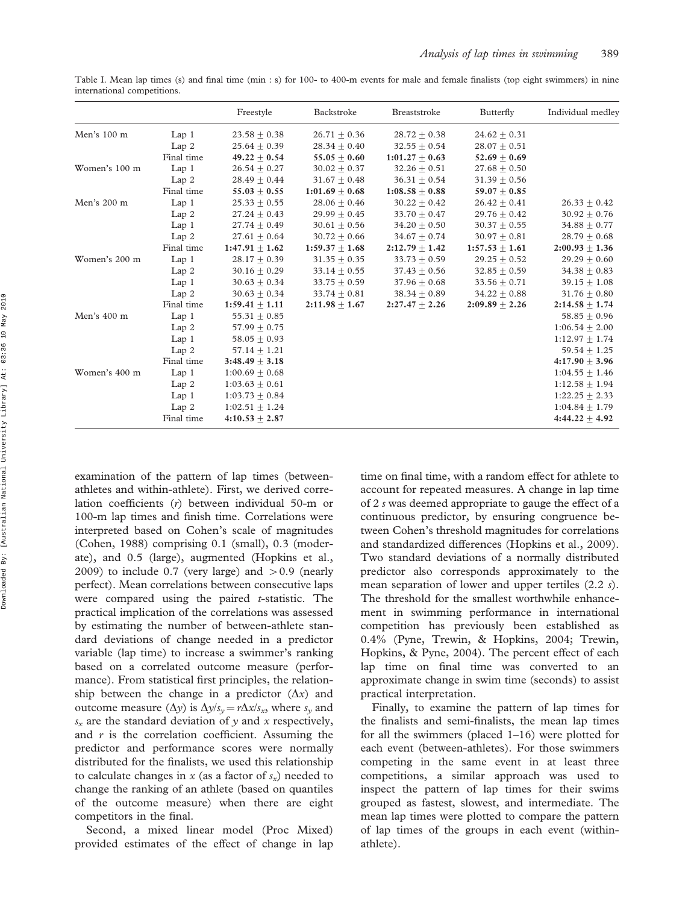Table I. Mean lap times (s) and final time (min : s) for 100- to 400-m events for male and female finalists (top eight swimmers) in nine international competitions.

| | | Freestyle | Backstroke | Breaststroke | Butterfly | Individual medley |
|---|---|---|---|---|---|---|
| Men's 100 m | Lap 1 | 23.58 ± 0.38 | 26.71 ± 0.36 | 28.72 ± 0.38 | 24.62 ± 0.31 | |
| | Lap 2 | 25.64 ± 0.39 | 28.34 ± 0.40 | 32.55 ± 0.54 | 28.07 ± 0.51 | |
| | Final time | **49.22 ± 0.54** | **55.05 ± 0.60** | **1:01.27 ± 0.63** | **52.69 ± 0.69** | |
| Women's 100 m | Lap 1 | 26.54 ± 0.27 | 30.02 ± 0.37 | 32.26 ± 0.51 | 27.68 ± 0.50 | |
| | Lap 2 | 28.49 ± 0.44 | 31.67 ± 0.48 | 36.31 ± 0.54 | 31.39 ± 0.56 | |
| | Final time | **55.03 ± 0.55** | **1:01.69 ± 0.68** | **1:08.58 ± 0.88** | **59.07 ± 0.85** | |
| Men's 200 m | Lap 1 | 25.33 ± 0.55 | 28.06 ± 0.46 | 30.22 ± 0.42 | 26.42 ± 0.41 | 26.33 ± 0.42 |
| | Lap 2 | 27.24 ± 0.43 | 29.99 ± 0.45 | 33.70 ± 0.47 | 29.76 ± 0.42 | 30.92 ± 0.76 |
| | Lap 1 | 27.74 ± 0.49 | 30.61 ± 0.56 | 34.20 ± 0.50 | 30.37 ± 0.55 | 34.88 ± 0.77 |
| | Lap 2 | 27.61 ± 0.64 | 30.72 ± 0.66 | 34.67 ± 0.74 | 30.97 ± 0.81 | 28.79 ± 0.68 |
| | Final time | **1:47.91 ± 1.62** | **1:59.37 ± 1.68** | **2:12.79 ± 1.42** | **1:57.53 ± 1.61** | **2:00.93 ± 1.36** |
| Women's 200 m | Lap 1 | 28.17 ± 0.39 | 31.35 ± 0.35 | 33.73 ± 0.59 | 29.25 ± 0.52 | 29.29 ± 0.60 |
| | Lap 2 | 30.16 ± 0.29 | 33.14 ± 0.55 | 37.43 ± 0.56 | 32.85 ± 0.59 | 34.38 ± 0.83 |
| | Lap 1 | 30.63 ± 0.34 | 33.75 ± 0.59 | 37.96 ± 0.68 | 33.56 ± 0.71 | 39.15 ± 1.08 |
| | Lap 2 | 30.63 ± 0.34 | 33.74 ± 0.81 | 38.34 ± 0.89 | 34.22 ± 0.88 | 31.76 ± 0.80 |
| | Final time | **1:59.41 ± 1.11** | **2:11.98 ± 1.67** | **2:27.47 ± 2.26** | **2:09.89 ± 2.26** | **2:14.58 ± 1.74** |
| Men's 400 m | Lap 1 | 55.31 ± 0.85 | | | | 58.85 ± 0.96 |
| | Lap 2 | 57.99 ± 0.75 | | | | 1:06.54 ± 2.00 |
| | Lap 1 | 58.05 ± 0.93 | | | | 1:12.97 ± 1.74 |
| | Lap 2 | 57.14 ± 1.21 | | | | 59.54 ± 1.25 |
| | Final time | **3:48.49 ± 3.18** | | | | **4:17.90 ± 3.96** |
| Women's 400 m | Lap 1 | 1:00.69 ± 0.68 | | | | 1:04.55 ± 1.46 |
| | Lap 2 | 1:03.63 ± 0.61 | | | | 1:12.58 ± 1.94 |
| | Lap 1 | 1:03.73 ± 0.84 | | | | 1:22.25 ± 2.33 |
| | Lap 2 | 1:02.51 ± 1.24 | | | | 1:04.84 ± 1.79 |
| | Final time | **4:10.53 ± 2.87** | | | | **4:44.22 ± 4.92** |

examination of the pattern of lap times (between-athletes and within-athlete). First, we derived correlation coefficients ($r$) between individual 50-m or 100-m lap times and finish time. Correlations were interpreted based on Cohen's scale of magnitudes (Cohen, 1988) comprising 0.1 (small), 0.3 (moderate), and 0.5 (large), augmented (Hopkins et al., 2009) to include 0.7 (very large) and $>0.9$ (nearly perfect). Mean correlations between consecutive laps were compared using the paired $t$-statistic. The practical implication of the correlations was assessed by estimating the number of between-athlete standard deviations of change needed in a predictor variable (lap time) to increase a swimmer's ranking based on a correlated outcome measure (performance). From statistical first principles, the relationship between the change in a predictor ($\Delta x$) and outcome measure ($\Delta y$) is $\Delta y/s_y = r\Delta x/s_x$, where $s_y$ and $s_x$ are the standard deviation of $y$ and $x$ respectively, and $r$ is the correlation coefficient. Assuming the predictor and performance scores were normally distributed for the finalists, we used this relationship to calculate changes in $x$ (as a factor of $s_x$) needed to change the ranking of an athlete (based on quantiles of the outcome measure) when there are eight competitors in the final.

Second, a mixed linear model (Proc Mixed) provided estimates of the effect of change in lap time on final time, with a random effect for athlete to account for repeated measures. A change in lap time of 2 $s$ was deemed appropriate to gauge the effect of a continuous predictor, by ensuring congruence between Cohen's threshold magnitudes for correlations and standardized differences (Hopkins et al., 2009). Two standard deviations of a normally distributed predictor also corresponds approximately to the mean separation of lower and upper tertiles (2.2 $s$). The threshold for the smallest worthwhile enhancement in swimming performance in international competition has previously been established as 0.4% (Pyne, Trewin, & Hopkins, 2004; Trewin, Hopkins, & Pyne, 2004). The percent effect of each lap time on final time was converted to an approximate change in swim time (seconds) to assist practical interpretation.

Finally, to examine the pattern of lap times for the finalists and semi-finalists, the mean lap times for all the swimmers (placed 1–16) were plotted for each event (between-athletes). For those swimmers competing in the same event in at least three competitions, a similar approach was used to inspect the pattern of lap times for their swims grouped as fastest, slowest, and intermediate. The mean lap times were plotted to compare the pattern of lap times of the groups in each event (within-athlete).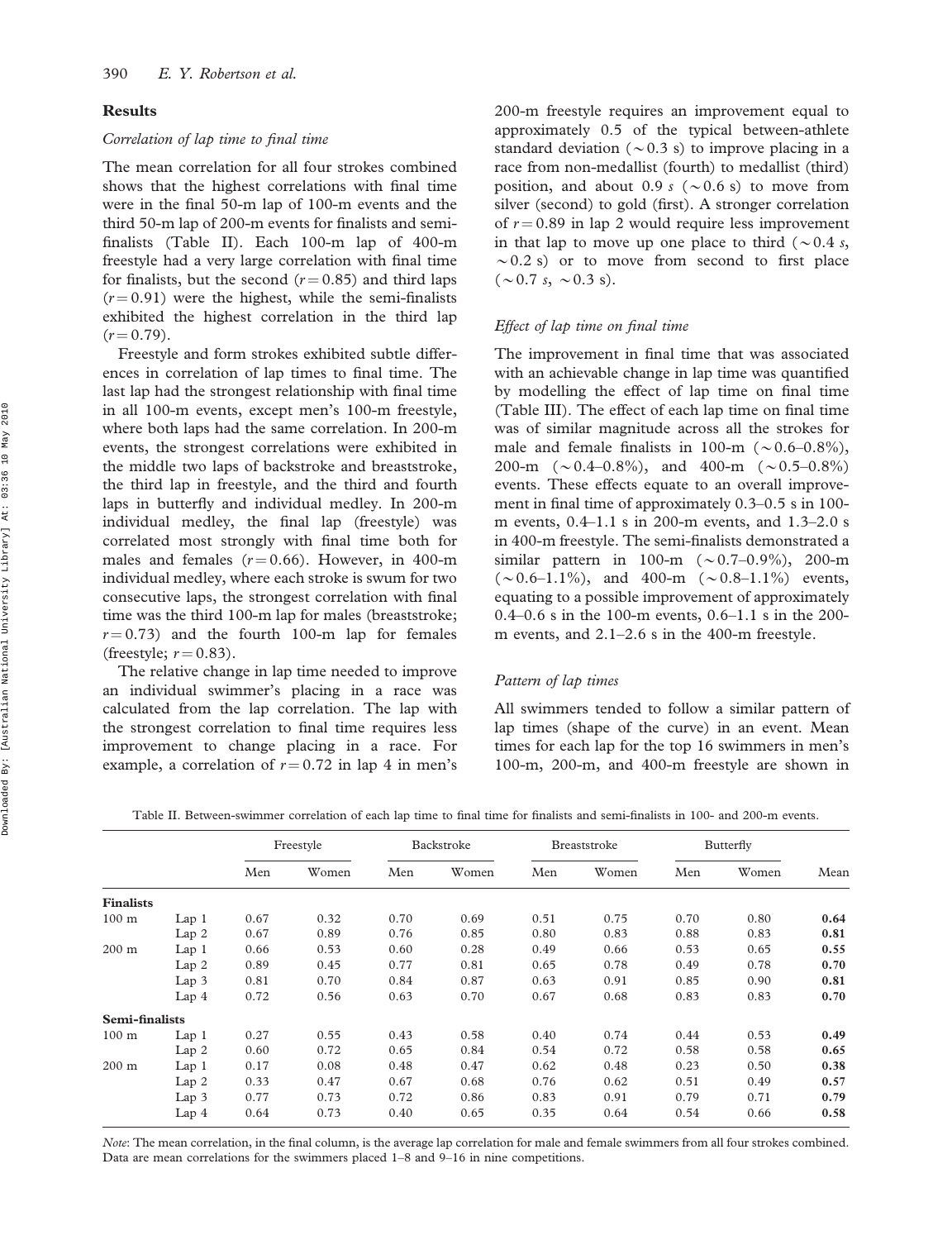## Results

### *Correlation of lap time to final time*

The mean correlation for all four strokes combined shows that the highest correlations with final time were in the final 50-m lap of 100-m events and the third 50-m lap of 200-m events for finalists and semi-finalists (Table II). Each 100-m lap of 400-m freestyle had a very large correlation with final time for finalists, but the second ($r = 0.85$) and third laps ($r = 0.91$) were the highest, while the semi-finalists exhibited the highest correlation in the third lap ($r = 0.79$).

Freestyle and form strokes exhibited subtle differences in correlation of lap times to final time. The last lap had the strongest relationship with final time in all 100-m events, except men's 100-m freestyle, where both laps had the same correlation. In 200-m events, the strongest correlations were exhibited in the middle two laps of backstroke and breaststroke, the third lap in freestyle, and the third and fourth laps in butterfly and individual medley. In 200-m individual medley, the final lap (freestyle) was correlated most strongly with final time both for males and females ($r = 0.66$). However, in 400-m individual medley, where each stroke is swum for two consecutive laps, the strongest correlation with final time was the third 100-m lap for males (breaststroke; $r = 0.73$) and the fourth 100-m lap for females (freestyle; $r = 0.83$).

The relative change in lap time needed to improve an individual swimmer's placing in a race was calculated from the lap correlation. The lap with the strongest correlation to final time requires less improvement to change placing in a race. For example, a correlation of $r = 0.72$ in lap 4 in men's 200-m freestyle requires an improvement equal to approximately 0.5 of the typical between-athlete standard deviation (~0.3 s) to improve placing in a race from non-medallist (fourth) to medallist (third) position, and about 0.9 *s* (~0.6 s) to move from silver (second) to gold (first). A stronger correlation of $r = 0.89$ in lap 2 would require less improvement in that lap to move up one place to third (~0.4 *s*, ~0.2 s) or to move from second to first place (~0.7 *s*, ~0.3 s).

### *Effect of lap time on final time*

The improvement in final time that was associated with an achievable change in lap time was quantified by modelling the effect of lap time on final time (Table III). The effect of each lap time on final time was of similar magnitude across all the strokes for male and female finalists in 100-m (~0.6–0.8%), 200-m (~0.4–0.8%), and 400-m (~0.5–0.8%) events. These effects equate to an overall improvement in final time of approximately 0.3–0.5 s in 100-m events, 0.4–1.1 s in 200-m events, and 1.3–2.0 s in 400-m freestyle. The semi-finalists demonstrated a similar pattern in 100-m (~0.7–0.9%), 200-m (~0.6–1.1%), and 400-m (~0.8–1.1%) events, equating to a possible improvement of approximately 0.4–0.6 s in the 100-m events, 0.6–1.1 s in the 200-m events, and 2.1–2.6 s in the 400-m freestyle.

### *Pattern of lap times*

All swimmers tended to follow a similar pattern of lap times (shape of the curve) in an event. Mean times for each lap for the top 16 swimmers in men's 100-m, 200-m, and 400-m freestyle are shown in

Table II. Between-swimmer correlation of each lap time to final time for finalists and semi-finalists in 100- and 200-m events.

| | | Freestyle | | Backstroke | | Breaststroke | | Butterfly | | |
|---|---|---|---|---|---|---|---|---|---|---|
| | | Men | Women | Men | Women | Men | Women | Men | Women | Mean |
| **Finalists** | | | | | | | | | | |
| 100 m | Lap 1 | 0.67 | 0.32 | 0.70 | 0.69 | 0.51 | 0.75 | 0.70 | 0.80 | **0.64** |
| | Lap 2 | 0.67 | 0.89 | 0.76 | 0.85 | 0.80 | 0.83 | 0.88 | 0.83 | **0.81** |
| 200 m | Lap 1 | 0.66 | 0.53 | 0.60 | 0.28 | 0.49 | 0.66 | 0.53 | 0.65 | **0.55** |
| | Lap 2 | 0.89 | 0.45 | 0.77 | 0.81 | 0.65 | 0.78 | 0.49 | 0.78 | **0.70** |
| | Lap 3 | 0.81 | 0.70 | 0.84 | 0.87 | 0.63 | 0.91 | 0.85 | 0.90 | **0.81** |
| | Lap 4 | 0.72 | 0.56 | 0.63 | 0.70 | 0.67 | 0.68 | 0.83 | 0.83 | **0.70** |
| **Semi-finalists** | | | | | | | | | | |
| 100 m | Lap 1 | 0.27 | 0.55 | 0.43 | 0.58 | 0.40 | 0.74 | 0.44 | 0.53 | **0.49** |
| | Lap 2 | 0.60 | 0.72 | 0.65 | 0.84 | 0.54 | 0.72 | 0.58 | 0.58 | **0.65** |
| 200 m | Lap 1 | 0.17 | 0.08 | 0.48 | 0.47 | 0.62 | 0.48 | 0.23 | 0.50 | **0.38** |
| | Lap 2 | 0.33 | 0.47 | 0.67 | 0.68 | 0.76 | 0.62 | 0.51 | 0.49 | **0.57** |
| | Lap 3 | 0.77 | 0.73 | 0.72 | 0.86 | 0.83 | 0.91 | 0.79 | 0.71 | **0.79** |
| | Lap 4 | 0.64 | 0.73 | 0.40 | 0.65 | 0.35 | 0.64 | 0.54 | 0.66 | **0.58** |

*Note*: The mean correlation, in the final column, is the average lap correlation for male and female swimmers from all four strokes combined. Data are mean correlations for the swimmers placed 1–8 and 9–16 in nine competitions.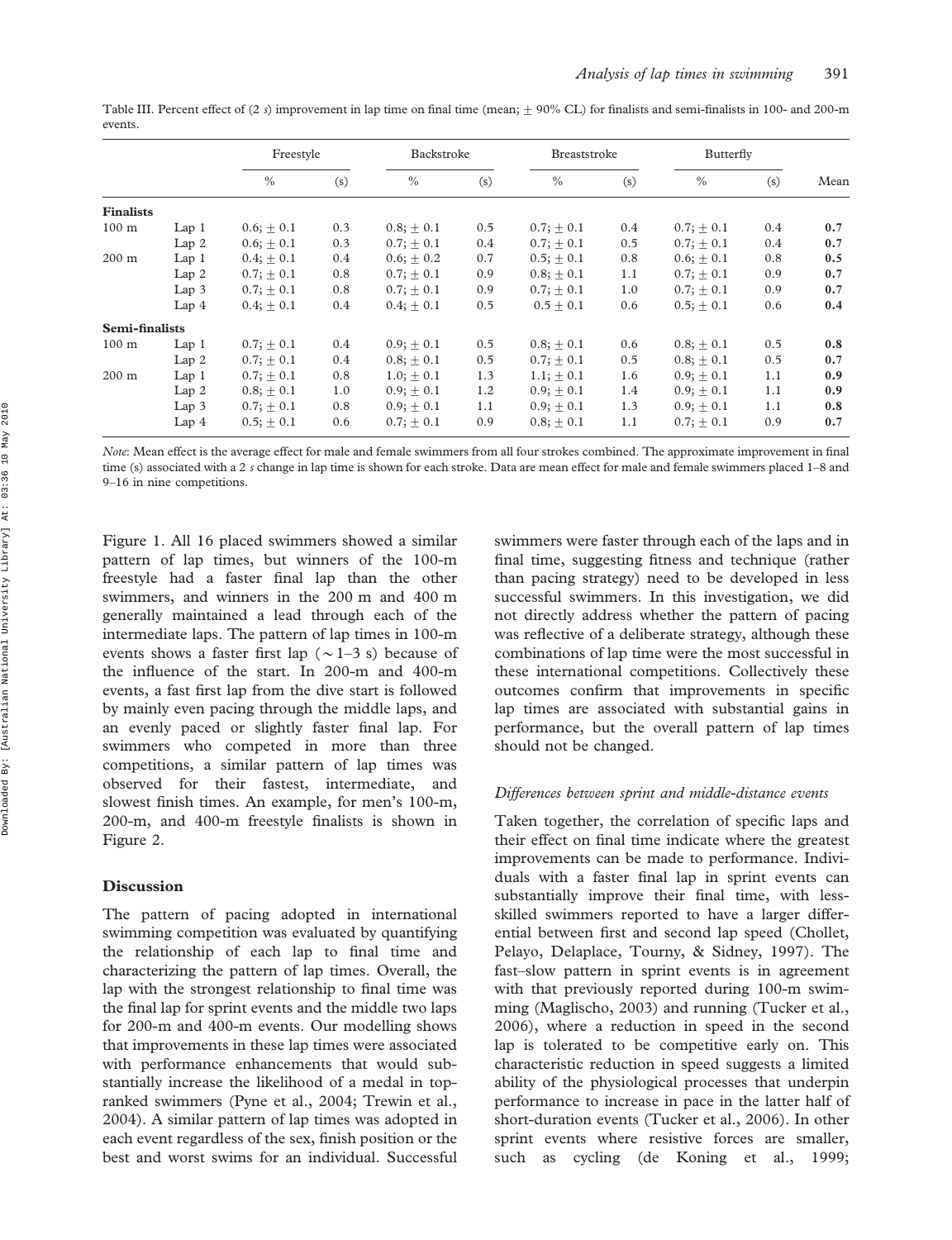Table III. Percent effect of (2 *s*) improvement in lap time on final time (mean; ± 90% CL) for finalists and semi-finalists in 100- and 200-m events.

| | | Freestyle | | Backstroke | | Breaststroke | | Butterfly | | |
|---|---|---|---|---|---|---|---|---|---|---|
| | | % | (s) | % | (s) | % | (s) | % | (s) | Mean |
| **Finalists** | | | | | | | | | | |
| 100 m | Lap 1 | 0.6; ± 0.1 | 0.3 | 0.8; ± 0.1 | 0.5 | 0.7; ± 0.1 | 0.4 | 0.7; ± 0.1 | 0.4 | **0.7** |
| | Lap 2 | 0.6; ± 0.1 | 0.3 | 0.7; ± 0.1 | 0.4 | 0.7; ± 0.1 | 0.5 | 0.7; ± 0.1 | 0.4 | **0.7** |
| 200 m | Lap 1 | 0.4; ± 0.1 | 0.4 | 0.6; ± 0.2 | 0.7 | 0.5; ± 0.1 | 0.8 | 0.6; ± 0.1 | 0.8 | **0.5** |
| | Lap 2 | 0.7; ± 0.1 | 0.8 | 0.7; ± 0.1 | 0.9 | 0.8; ± 0.1 | 1.1 | 0.7; ± 0.1 | 0.9 | **0.7** |
| | Lap 3 | 0.7; ± 0.1 | 0.8 | 0.7; ± 0.1 | 0.9 | 0.7; ± 0.1 | 1.0 | 0.7; ± 0.1 | 0.9 | **0.7** |
| | Lap 4 | 0.4; ± 0.1 | 0.4 | 0.4; ± 0.1 | 0.5 | 0.5 ± 0.1 | 0.6 | 0.5; ± 0.1 | 0.6 | **0.4** |
| **Semi-finalists** | | | | | | | | | | |
| 100 m | Lap 1 | 0.7; ± 0.1 | 0.4 | 0.9; ± 0.1 | 0.5 | 0.8; ± 0.1 | 0.6 | 0.8; ± 0.1 | 0.5 | **0.8** |
| | Lap 2 | 0.7; ± 0.1 | 0.4 | 0.8; ± 0.1 | 0.5 | 0.7; ± 0.1 | 0.5 | 0.8; ± 0.1 | 0.5 | **0.7** |
| 200 m | Lap 1 | 0.7; ± 0.1 | 0.8 | 1.0; ± 0.1 | 1.3 | 1.1; ± 0.1 | 1.6 | 0.9; ± 0.1 | 1.1 | **0.9** |
| | Lap 2 | 0.8; ± 0.1 | 1.0 | 0.9; ± 0.1 | 1.2 | 0.9; ± 0.1 | 1.4 | 0.9; ± 0.1 | 1.1 | **0.9** |
| | Lap 3 | 0.7; ± 0.1 | 0.8 | 0.9; ± 0.1 | 1.1 | 0.9; ± 0.1 | 1.3 | 0.9; ± 0.1 | 1.1 | **0.8** |
| | Lap 4 | 0.5; ± 0.1 | 0.6 | 0.7; ± 0.1 | 0.9 | 0.8; ± 0.1 | 1.1 | 0.7; ± 0.1 | 0.9 | **0.7** |

*Note*: Mean effect is the average effect for male and female swimmers from all four strokes combined. The approximate improvement in final time (s) associated with a 2 *s* change in lap time is shown for each stroke. Data are mean effect for male and female swimmers placed 1–8 and 9–16 in nine competitions.

Figure 1. All 16 placed swimmers showed a similar pattern of lap times, but winners of the 100-m freestyle had a faster final lap than the other swimmers, and winners in the 200 m and 400 m generally maintained a lead through each of the intermediate laps. The pattern of lap times in 100-m events shows a faster first lap (~1–3 s) because of the influence of the start. In 200-m and 400-m events, a fast first lap from the dive start is followed by mainly even pacing through the middle laps, and an evenly paced or slightly faster final lap. For swimmers who competed in more than three competitions, a similar pattern of lap times was observed for their fastest, intermediate, and slowest finish times. An example, for men's 100-m, 200-m, and 400-m freestyle finalists is shown in Figure 2.

## Discussion

The pattern of pacing adopted in international swimming competition was evaluated by quantifying the relationship of each lap to final time and characterizing the pattern of lap times. Overall, the lap with the strongest relationship to final time was the final lap for sprint events and the middle two laps for 200-m and 400-m events. Our modelling shows that improvements in these lap times were associated with performance enhancements that would substantially increase the likelihood of a medal in top-ranked swimmers (Pyne et al., 2004; Trewin et al., 2004). A similar pattern of lap times was adopted in each event regardless of the sex, finish position or the best and worst swims for an individual. Successful swimmers were faster through each of the laps and in final time, suggesting fitness and technique (rather than pacing strategy) need to be developed in less successful swimmers. In this investigation, we did not directly address whether the pattern of pacing was reflective of a deliberate strategy, although these combinations of lap time were the most successful in these international competitions. Collectively these outcomes confirm that improvements in specific lap times are associated with substantial gains in performance, but the overall pattern of lap times should not be changed.

### *Differences between sprint and middle-distance events*

Taken together, the correlation of specific laps and their effect on final time indicate where the greatest improvements can be made to performance. Individuals with a faster final lap in sprint events can substantially improve their final time, with less-skilled swimmers reported to have a larger differential between first and second lap speed (Chollet, Pelayo, Delaplace, Tourny, & Sidney, 1997). The fast–slow pattern in sprint events is in agreement with that previously reported during 100-m swimming (Maglischo, 2003) and running (Tucker et al., 2006), where a reduction in speed in the second lap is tolerated to be competitive early on. This characteristic reduction in speed suggests a limited ability of the physiological processes that underpin performance to increase in pace in the latter half of short-duration events (Tucker et al., 2006). In other sprint events where resistive forces are smaller, such as cycling (de Koning et al., 1999;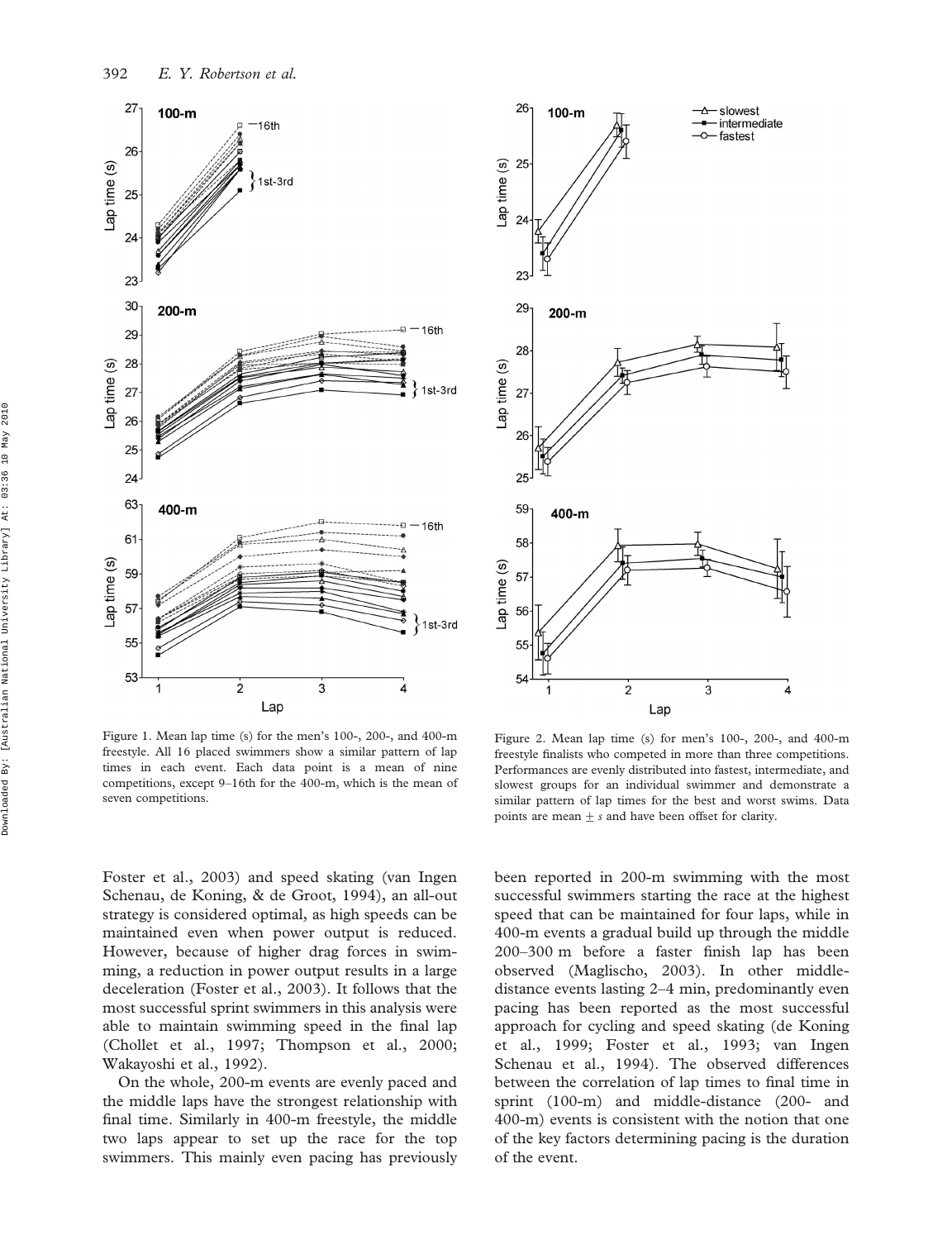Figure 1. Mean lap time (s) for the men's 100-, 200-, and 400-m freestyle. All 16 placed swimmers show a similar pattern of lap times in each event. Each data point is a mean of nine competitions, except 9–16th for the 400-m, which is the mean of seven competitions.

Figure 2. Mean lap time (s) for men's 100-, 200-, and 400-m freestyle finalists who competed in more than three competitions. Performances are evenly distributed into fastest, intermediate, and slowest groups for an individual swimmer and demonstrate a similar pattern of lap times for the best and worst swims. Data points are mean $\pm$ *s* and have been offset for clarity.

Foster et al., 2003) and speed skating (van Ingen Schenau, de Koning, & de Groot, 1994), an all-out strategy is considered optimal, as high speeds can be maintained even when power output is reduced. However, because of higher drag forces in swimming, a reduction in power output results in a large deceleration (Foster et al., 2003). It follows that the most successful sprint swimmers in this analysis were able to maintain swimming speed in the final lap (Chollet et al., 1997; Thompson et al., 2000; Wakayoshi et al., 1992).

On the whole, 200-m events are evenly paced and the middle laps have the strongest relationship with final time. Similarly in 400-m freestyle, the middle two laps appear to set up the race for the top swimmers. This mainly even pacing has previously been reported in 200-m swimming with the most successful swimmers starting the race at the highest speed that can be maintained for four laps, while in 400-m events a gradual build up through the middle 200–300 m before a faster finish lap has been observed (Maglischo, 2003). In other middle-distance events lasting 2–4 min, predominantly even pacing has been reported as the most successful approach for cycling and speed skating (de Koning et al., 1999; Foster et al., 1993; van Ingen Schenau et al., 1994). The observed differences between the correlation of lap times to final time in sprint (100-m) and middle-distance (200- and 400-m) events is consistent with the notion that one of the key factors determining pacing is the duration of the event.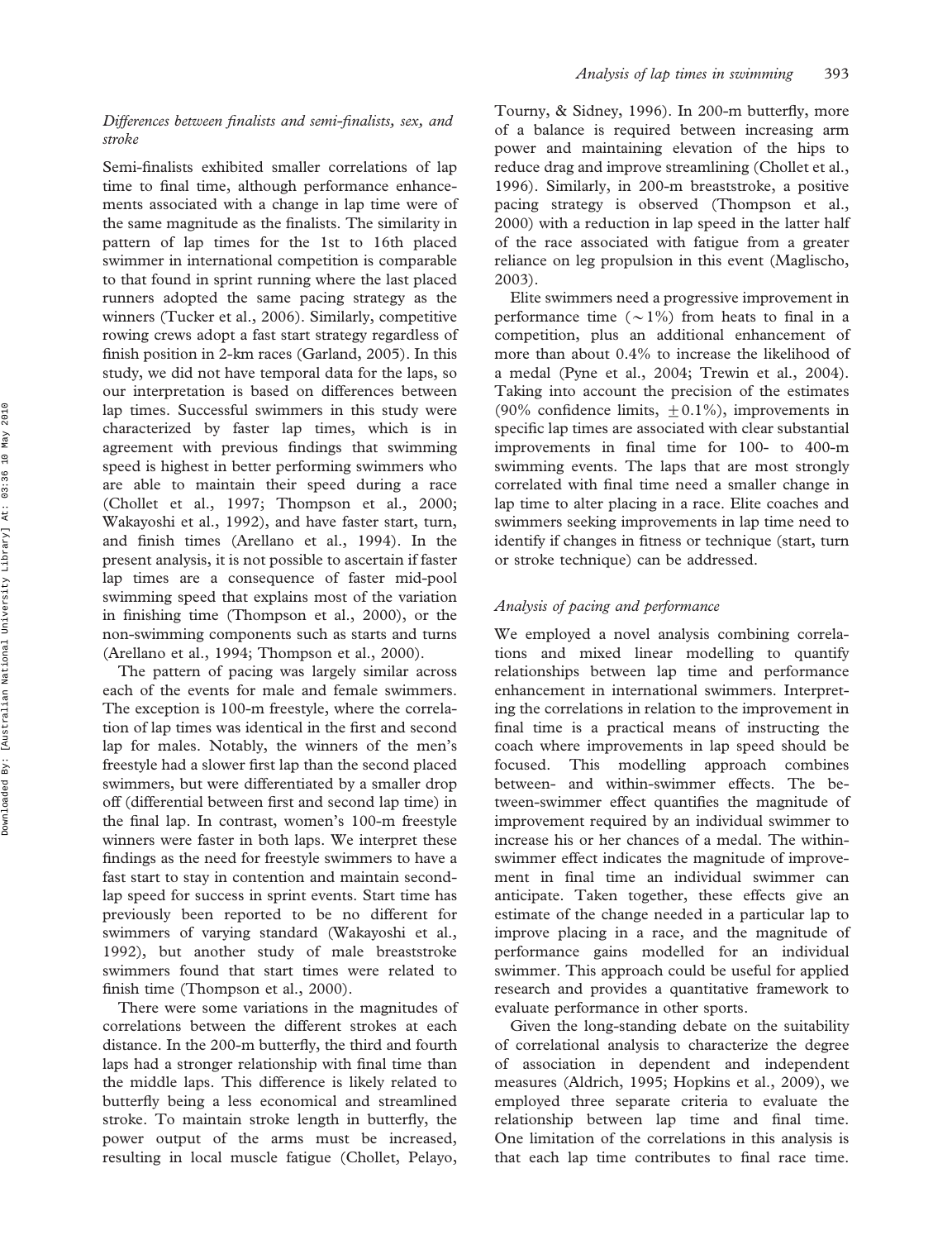### *Differences between finalists and semi-finalists, sex, and stroke*

Semi-finalists exhibited smaller correlations of lap time to final time, although performance enhancements associated with a change in lap time were of the same magnitude as the finalists. The similarity in pattern of lap times for the 1st to 16th placed swimmer in international competition is comparable to that found in sprint running where the last placed runners adopted the same pacing strategy as the winners (Tucker et al., 2006). Similarly, competitive rowing crews adopt a fast start strategy regardless of finish position in 2-km races (Garland, 2005). In this study, we did not have temporal data for the laps, so our interpretation is based on differences between lap times. Successful swimmers in this study were characterized by faster lap times, which is in agreement with previous findings that swimming speed is highest in better performing swimmers who are able to maintain their speed during a race (Chollet et al., 1997; Thompson et al., 2000; Wakayoshi et al., 1992), and have faster start, turn, and finish times (Arellano et al., 1994). In the present analysis, it is not possible to ascertain if faster lap times are a consequence of faster mid-pool swimming speed that explains most of the variation in finishing time (Thompson et al., 2000), or the non-swimming components such as starts and turns (Arellano et al., 1994; Thompson et al., 2000).

The pattern of pacing was largely similar across each of the events for male and female swimmers. The exception is 100-m freestyle, where the correlation of lap times was identical in the first and second lap for males. Notably, the winners of the men's freestyle had a slower first lap than the second placed swimmers, but were differentiated by a smaller drop off (differential between first and second lap time) in the final lap. In contrast, women's 100-m freestyle winners were faster in both laps. We interpret these findings as the need for freestyle swimmers to have a fast start to stay in contention and maintain second-lap speed for success in sprint events. Start time has previously been reported to be no different for swimmers of varying standard (Wakayoshi et al., 1992), but another study of male breaststroke swimmers found that start times were related to finish time (Thompson et al., 2000).

There were some variations in the magnitudes of correlations between the different strokes at each distance. In the 200-m butterfly, the third and fourth laps had a stronger relationship with final time than the middle laps. This difference is likely related to butterfly being a less economical and streamlined stroke. To maintain stroke length in butterfly, the power output of the arms must be increased, resulting in local muscle fatigue (Chollet, Pelayo, Tourny, & Sidney, 1996). In 200-m butterfly, more of a balance is required between increasing arm power and maintaining elevation of the hips to reduce drag and improve streamlining (Chollet et al., 1996). Similarly, in 200-m breaststroke, a positive pacing strategy is observed (Thompson et al., 2000) with a reduction in lap speed in the latter half of the race associated with fatigue from a greater reliance on leg propulsion in this event (Maglischo, 2003).

Elite swimmers need a progressive improvement in performance time ($\sim 1\%$) from heats to final in a competition, plus an additional enhancement of more than about 0.4% to increase the likelihood of a medal (Pyne et al., 2004; Trewin et al., 2004). Taking into account the precision of the estimates (90% confidence limits, $\pm 0.1\%$), improvements in specific lap times are associated with clear substantial improvements in final time for 100- to 400-m swimming events. The laps that are most strongly correlated with final time need a smaller change in lap time to alter placing in a race. Elite coaches and swimmers seeking improvements in lap time need to identify if changes in fitness or technique (start, turn or stroke technique) can be addressed.

### *Analysis of pacing and performance*

We employed a novel analysis combining correlations and mixed linear modelling to quantify relationships between lap time and performance enhancement in international swimmers. Interpreting the correlations in relation to the improvement in final time is a practical means of instructing the coach where improvements in lap speed should be focused. This modelling approach combines between- and within-swimmer effects. The between-swimmer effect quantifies the magnitude of improvement required by an individual swimmer to increase his or her chances of a medal. The within-swimmer effect indicates the magnitude of improvement in final time an individual swimmer can anticipate. Taken together, these effects give an estimate of the change needed in a particular lap to improve placing in a race, and the magnitude of performance gains modelled for an individual swimmer. This approach could be useful for applied research and provides a quantitative framework to evaluate performance in other sports.

Given the long-standing debate on the suitability of correlational analysis to characterize the degree of association in dependent and independent measures (Aldrich, 1995; Hopkins et al., 2009), we employed three separate criteria to evaluate the relationship between lap time and final time. One limitation of the correlations in this analysis is that each lap time contributes to final race time.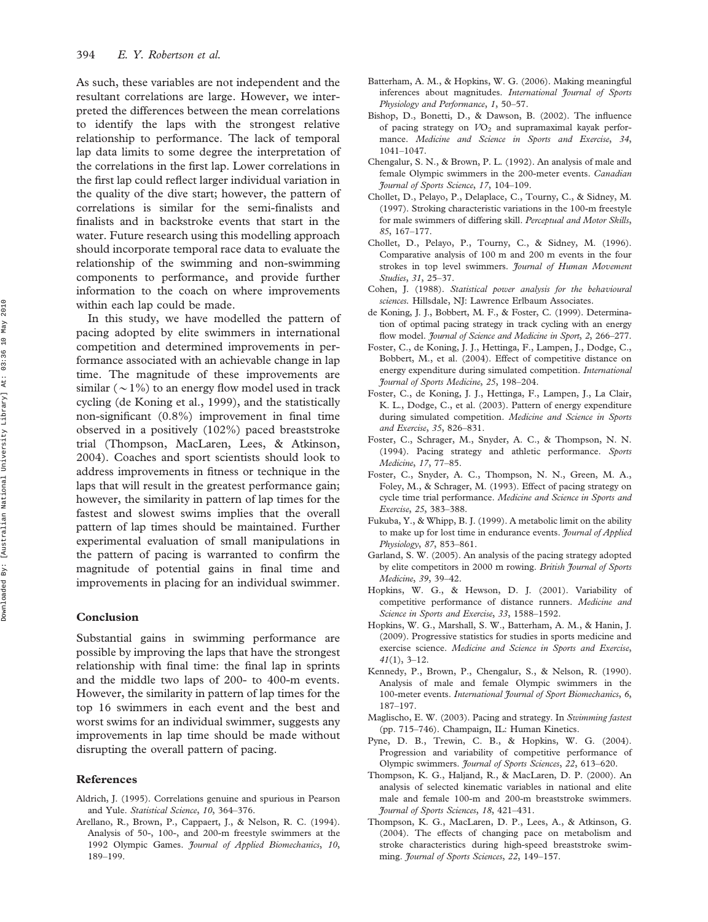As such, these variables are not independent and the resultant correlations are large. However, we interpreted the differences between the mean correlations to identify the laps with the strongest relative relationship to performance. The lack of temporal lap data limits to some degree the interpretation of the correlations in the first lap. Lower correlations in the first lap could reflect larger individual variation in the quality of the dive start; however, the pattern of correlations is similar for the semi-finalists and finalists and in backstroke events that start in the water. Future research using this modelling approach should incorporate temporal race data to evaluate the relationship of the swimming and non-swimming components to performance, and provide further information to the coach on where improvements within each lap could be made.

In this study, we have modelled the pattern of pacing adopted by elite swimmers in international competition and determined improvements in performance associated with an achievable change in lap time. The magnitude of these improvements are similar ($\sim$1%) to an energy flow model used in track cycling (de Koning et al., 1999), and the statistically non-significant (0.8%) improvement in final time observed in a positively (102%) paced breaststroke trial (Thompson, MacLaren, Lees, & Atkinson, 2004). Coaches and sport scientists should look to address improvements in fitness or technique in the laps that will result in the greatest performance gain; however, the similarity in pattern of lap times for the fastest and slowest swims implies that the overall pattern of lap times should be maintained. Further experimental evaluation of small manipulations in the pattern of pacing is warranted to confirm the magnitude of potential gains in final time and improvements in placing for an individual swimmer.

## Conclusion

Substantial gains in swimming performance are possible by improving the laps that have the strongest relationship with final time: the final lap in sprints and the middle two laps of 200- to 400-m events. However, the similarity in pattern of lap times for the top 16 swimmers in each event and the best and worst swims for an individual swimmer, suggests any improvements in lap time should be made without disrupting the overall pattern of pacing.

## References

Aldrich, J. (1995). Correlations genuine and spurious in Pearson and Yule. *Statistical Science*, *10*, 364–376.

Arellano, R., Brown, P., Cappaert, J., & Nelson, R. C. (1994). Analysis of 50-, 100-, and 200-m freestyle swimmers at the 1992 Olympic Games. *Journal of Applied Biomechanics*, *10*, 189–199.

Batterham, A. M., & Hopkins, W. G. (2006). Making meaningful inferences about magnitudes. *International Journal of Sports Physiology and Performance*, *1*, 50–57.

Bishop, D., Bonetti, D., & Dawson, B. (2002). The influence of pacing strategy on $VO_2$ and supramaximal kayak performance. *Medicine and Science in Sports and Exercise*, *34*, 1041–1047.

Chengalur, S. N., & Brown, P. L. (1992). An analysis of male and female Olympic swimmers in the 200-meter events. *Canadian Journal of Sports Science*, *17*, 104–109.

Chollet, D., Pelayo, P., Delaplace, C., Tourny, C., & Sidney, M. (1997). Stroking characteristic variations in the 100-m freestyle for male swimmers of differing skill. *Perceptual and Motor Skills*, *85*, 167–177.

Chollet, D., Pelayo, P., Tourny, C., & Sidney, M. (1996). Comparative analysis of 100 m and 200 m events in the four strokes in top level swimmers. *Journal of Human Movement Studies*, *31*, 25–37.

Cohen, J. (1988). *Statistical power analysis for the behavioural sciences*. Hillsdale, NJ: Lawrence Erlbaum Associates.

de Koning, J. J., Bobbert, M. F., & Foster, C. (1999). Determination of optimal pacing strategy in track cycling with an energy flow model. *Journal of Science and Medicine in Sport*, *2*, 266–277.

Foster, C., de Koning, J. J., Hettinga, F., Lampen, J., Dodge, C., Bobbert, M., et al. (2004). Effect of competitive distance on energy expenditure during simulated competition. *International Journal of Sports Medicine*, *25*, 198–204.

Foster, C., de Koning, J. J., Hettinga, F., Lampen, J., La Clair, K. L., Dodge, C., et al. (2003). Pattern of energy expenditure during simulated competition. *Medicine and Science in Sports and Exercise*, *35*, 826–831.

Foster, C., Schrager, M., Snyder, A. C., & Thompson, N. N. (1994). Pacing strategy and athletic performance. *Sports Medicine*, *17*, 77–85.

Foster, C., Snyder, A. C., Thompson, N. N., Green, M. A., Foley, M., & Schrager, M. (1993). Effect of pacing strategy on cycle time trial performance. *Medicine and Science in Sports and Exercise*, *25*, 383–388.

Fukuba, Y., & Whipp, B. J. (1999). A metabolic limit on the ability to make up for lost time in endurance events. *Journal of Applied Physiology*, *87*, 853–861.

Garland, S. W. (2005). An analysis of the pacing strategy adopted by elite competitors in 2000 m rowing. *British Journal of Sports Medicine*, *39*, 39–42.

Hopkins, W. G., & Hewson, D. J. (2001). Variability of competitive performance of distance runners. *Medicine and Science in Sports and Exercise*, *33*, 1588–1592.

Hopkins, W. G., Marshall, S. W., Batterham, A. M., & Hanin, J. (2009). Progressive statistics for studies in sports medicine and exercise science. *Medicine and Science in Sports and Exercise*, *41*(1), 3–12.

Kennedy, P., Brown, P., Chengalur, S., & Nelson, R. (1990). Analysis of male and female Olympic swimmers in the 100-meter events. *International Journal of Sport Biomechanics*, *6*, 187–197.

Maglischo, E. W. (2003). Pacing and strategy. In *Swimming fastest* (pp. 715–746). Champaign, IL: Human Kinetics.

Pyne, D. B., Trewin, C. B., & Hopkins, W. G. (2004). Progression and variability of competitive performance of Olympic swimmers. *Journal of Sports Sciences*, *22*, 613–620.

Thompson, K. G., Haljand, R., & MacLaren, D. P. (2000). An analysis of selected kinematic variables in national and elite male and female 100-m and 200-m breaststroke swimmers. *Journal of Sports Sciences*, *18*, 421–431.

Thompson, K. G., MacLaren, D. P., Lees, A., & Atkinson, G. (2004). The effects of changing pace on metabolism and stroke characteristics during high-speed breaststroke swimming. *Journal of Sports Sciences*, *22*, 149–157.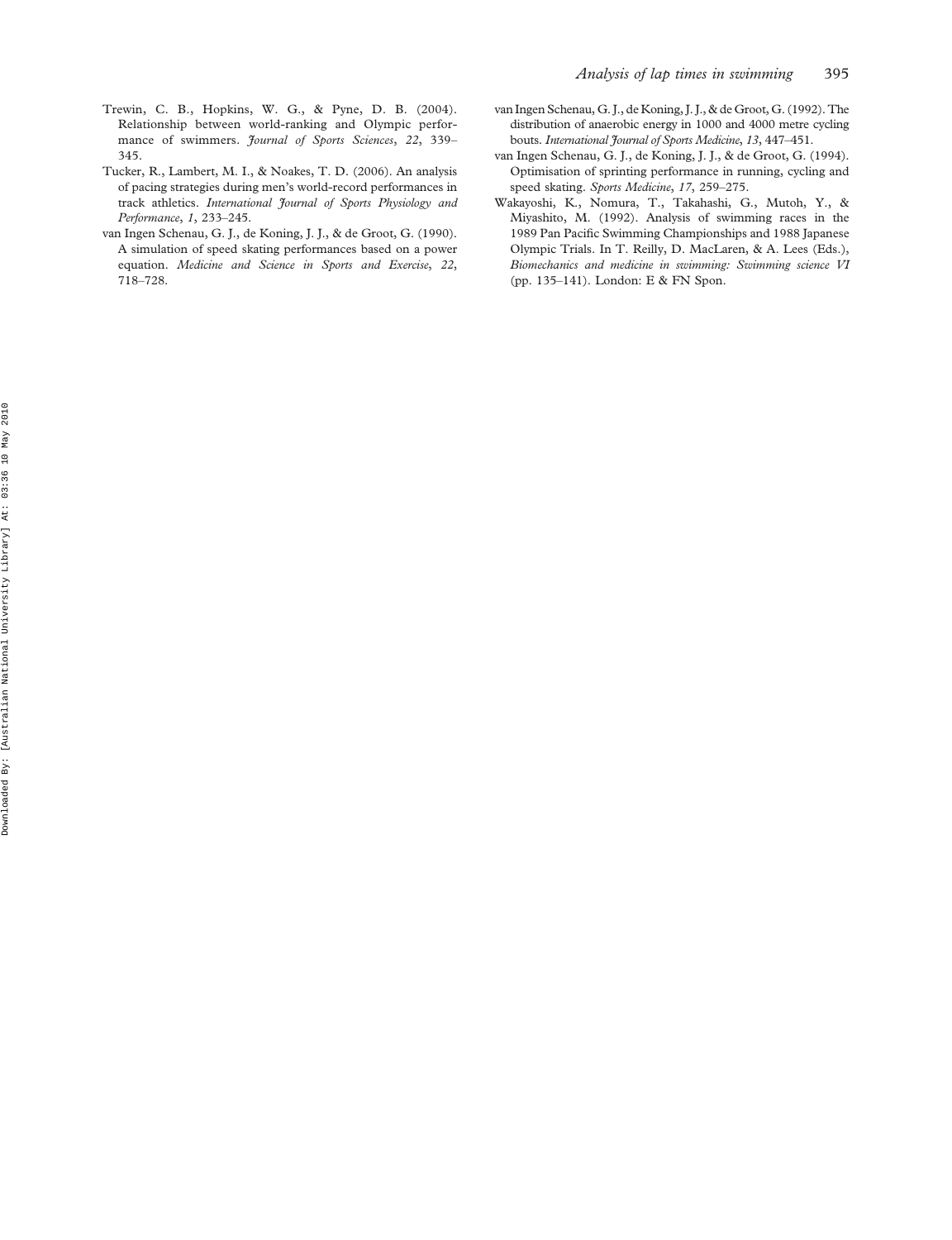Trewin, C. B., Hopkins, W. G., & Pyne, D. B. (2004). Relationship between world-ranking and Olympic performance of swimmers. *Journal of Sports Sciences*, *22*, 339–345.

Tucker, R., Lambert, M. I., & Noakes, T. D. (2006). An analysis of pacing strategies during men's world-record performances in track athletics. *International Journal of Sports Physiology and Performance*, *1*, 233–245.

van Ingen Schenau, G. J., de Koning, J. J., & de Groot, G. (1990). A simulation of speed skating performances based on a power equation. *Medicine and Science in Sports and Exercise*, *22*, 718–728.

van Ingen Schenau, G. J., de Koning, J. J., & de Groot, G. (1992). The distribution of anaerobic energy in 1000 and 4000 metre cycling bouts. *International Journal of Sports Medicine*, *13*, 447–451.

van Ingen Schenau, G. J., de Koning, J. J., & de Groot, G. (1994). Optimisation of sprinting performance in running, cycling and speed skating. *Sports Medicine*, *17*, 259–275.

Wakayoshi, K., Nomura, T., Takahashi, G., Mutoh, Y., & Miyashito, M. (1992). Analysis of swimming races in the 1989 Pan Pacific Swimming Championships and 1988 Japanese Olympic Trials. In T. Reilly, D. MacLaren, & A. Lees (Eds.), *Biomechanics and medicine in swimming: Swimming science VI* (pp. 135–141). London: E & FN Spon.